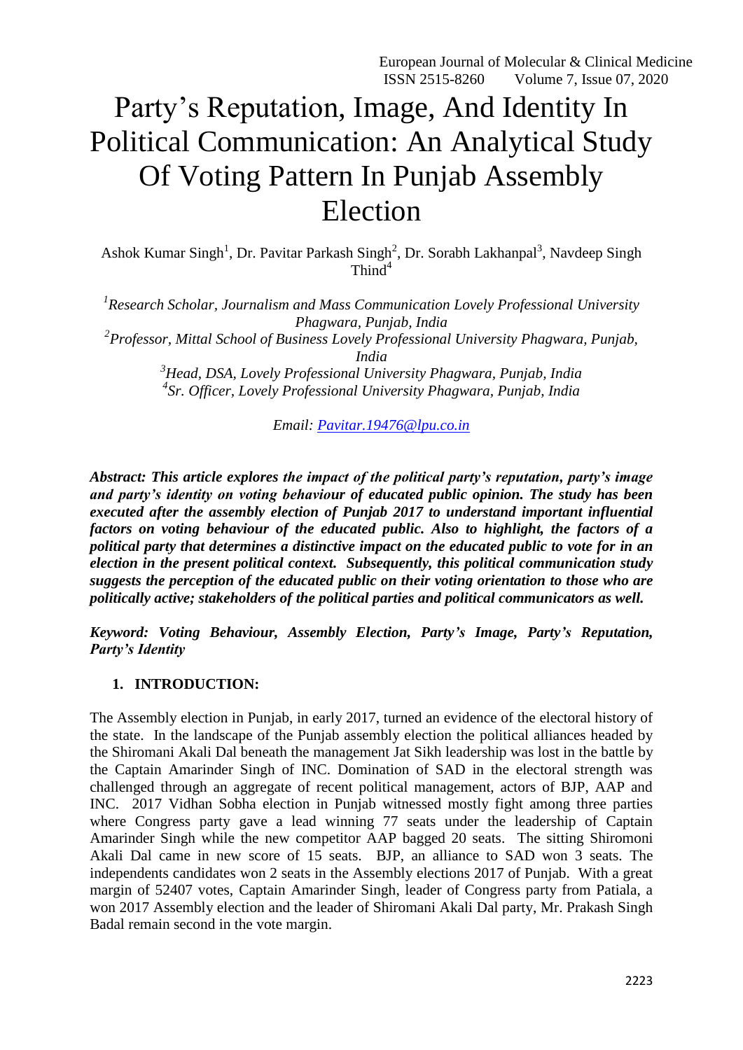# Party's Reputation, Image, And Identity In Political Communication: An Analytical Study Of Voting Pattern In Punjab Assembly Election

Ashok Kumar Singh[1], Dr. Pavitar Parkash Singh[2], Dr. Sorabh Lakhanpal[3], Navdeep Singh Thind[4]

*[1]Research Scholar, Journalism and Mass Communication Lovely Professional University Phagwara, Punjab, India*
*[2]Professor, Mittal School of Business Lovely Professional University Phagwara, Punjab, India*
*[3]Head, DSA, Lovely Professional University Phagwara, Punjab, India*
*[4]Sr. Officer, Lovely Professional University Phagwara, Punjab, India*

*Email: Pavitar.19476@lpu.co.in*

***Abstract: This article explores the impact of the political party's reputation, party's image and party's identity on voting behaviour of educated public opinion. The study has been executed after the assembly election of Punjab 2017 to understand important influential factors on voting behaviour of the educated public. Also to highlight, the factors of a political party that determines a distinctive impact on the educated public to vote for in an election in the present political context. Subsequently, this political communication study suggests the perception of the educated public on their voting orientation to those who are politically active; stakeholders of the political parties and political communicators as well.***

***Keyword: Voting Behaviour, Assembly Election, Party's Image, Party's Reputation, Party's Identity***

## 1. INTRODUCTION:

The Assembly election in Punjab, in early 2017, turned an evidence of the electoral history of the state. In the landscape of the Punjab assembly election the political alliances headed by the Shiromani Akali Dal beneath the management Jat Sikh leadership was lost in the battle by the Captain Amarinder Singh of INC. Domination of SAD in the electoral strength was challenged through an aggregate of recent political management, actors of BJP, AAP and INC. 2017 Vidhan Sobha election in Punjab witnessed mostly fight among three parties where Congress party gave a lead winning 77 seats under the leadership of Captain Amarinder Singh while the new competitor AAP bagged 20 seats. The sitting Shiromoni Akali Dal came in new score of 15 seats. BJP, an alliance to SAD won 3 seats. The independents candidates won 2 seats in the Assembly elections 2017 of Punjab. With a great margin of 52407 votes, Captain Amarinder Singh, leader of Congress party from Patiala, a won 2017 Assembly election and the leader of Shiromani Akali Dal party, Mr. Prakash Singh Badal remain second in the vote margin.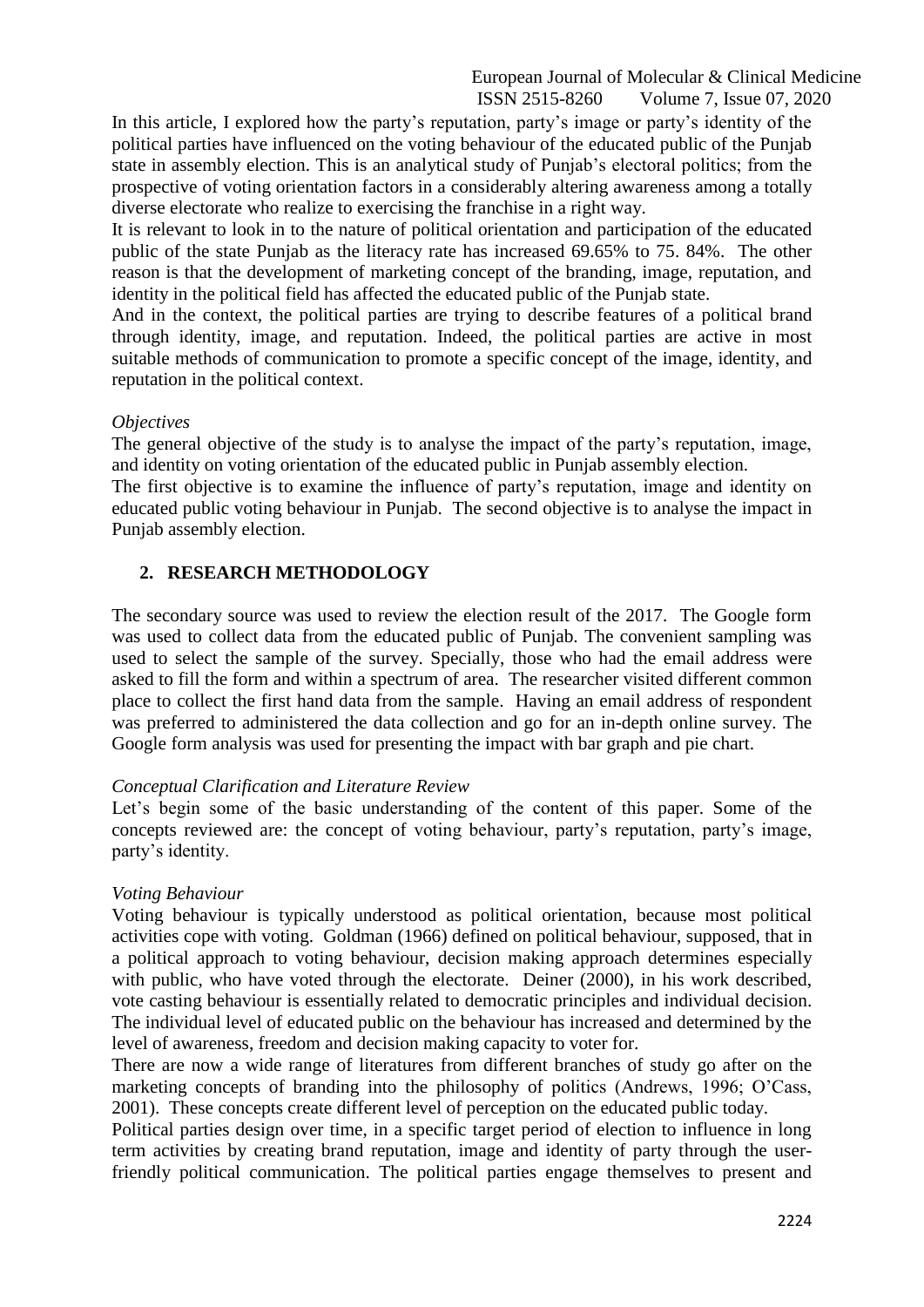In this article, I explored how the party's reputation, party's image or party's identity of the political parties have influenced on the voting behaviour of the educated public of the Punjab state in assembly election. This is an analytical study of Punjab's electoral politics; from the prospective of voting orientation factors in a considerably altering awareness among a totally diverse electorate who realize to exercising the franchise in a right way.

It is relevant to look in to the nature of political orientation and participation of the educated public of the state Punjab as the literacy rate has increased 69.65% to 75. 84%. The other reason is that the development of marketing concept of the branding, image, reputation, and identity in the political field has affected the educated public of the Punjab state.

And in the context, the political parties are trying to describe features of a political brand through identity, image, and reputation. Indeed, the political parties are active in most suitable methods of communication to promote a specific concept of the image, identity, and reputation in the political context.

*Objectives*

The general objective of the study is to analyse the impact of the party's reputation, image, and identity on voting orientation of the educated public in Punjab assembly election.

The first objective is to examine the influence of party's reputation, image and identity on educated public voting behaviour in Punjab. The second objective is to analyse the impact in Punjab assembly election.

## 2. RESEARCH METHODOLOGY

The secondary source was used to review the election result of the 2017. The Google form was used to collect data from the educated public of Punjab. The convenient sampling was used to select the sample of the survey. Specially, those who had the email address were asked to fill the form and within a spectrum of area. The researcher visited different common place to collect the first hand data from the sample. Having an email address of respondent was preferred to administered the data collection and go for an in-depth online survey. The Google form analysis was used for presenting the impact with bar graph and pie chart.

*Conceptual Clarification and Literature Review*

Let's begin some of the basic understanding of the content of this paper. Some of the concepts reviewed are: the concept of voting behaviour, party's reputation, party's image, party's identity.

*Voting Behaviour*

Voting behaviour is typically understood as political orientation, because most political activities cope with voting. Goldman (1966) defined on political behaviour, supposed, that in a political approach to voting behaviour, decision making approach determines especially with public, who have voted through the electorate. Deiner (2000), in his work described, vote casting behaviour is essentially related to democratic principles and individual decision. The individual level of educated public on the behaviour has increased and determined by the level of awareness, freedom and decision making capacity to voter for.

There are now a wide range of literatures from different branches of study go after on the marketing concepts of branding into the philosophy of politics (Andrews, 1996; O'Cass, 2001). These concepts create different level of perception on the educated public today.

Political parties design over time, in a specific target period of election to influence in long term activities by creating brand reputation, image and identity of party through the user-friendly political communication. The political parties engage themselves to present and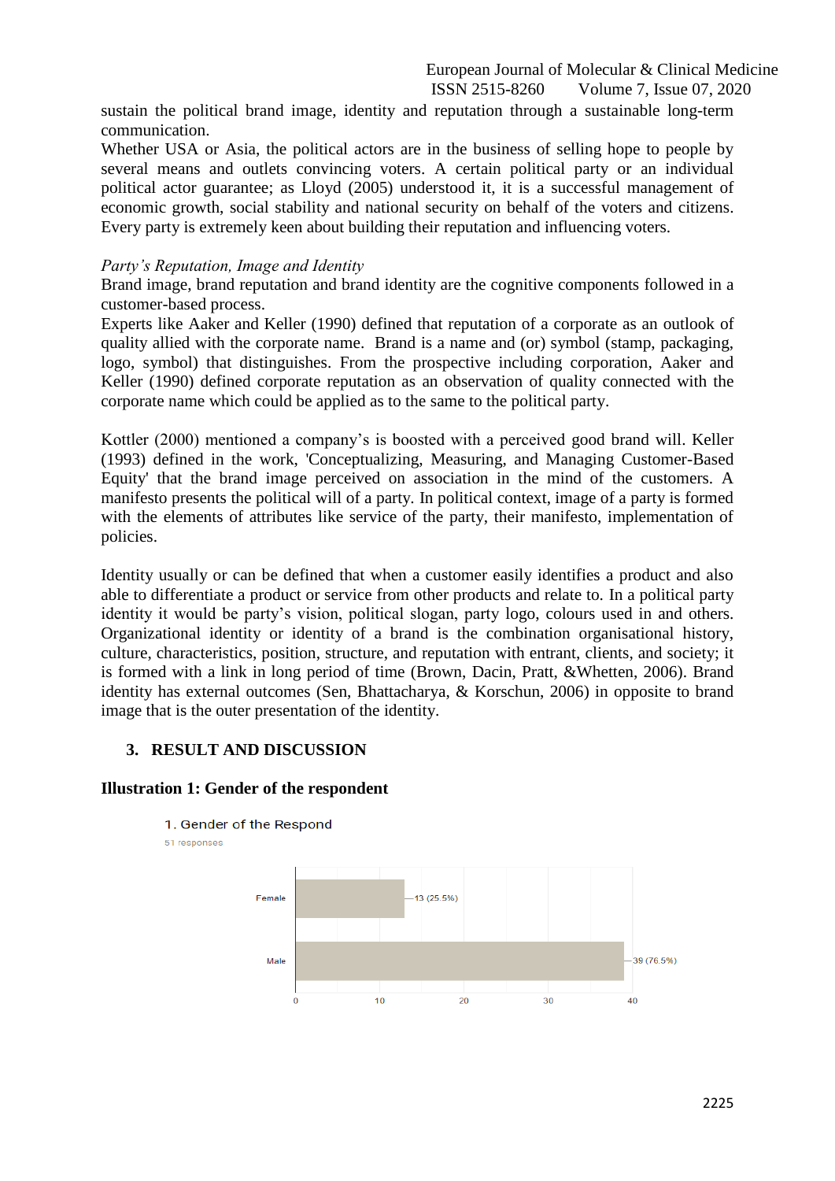sustain the political brand image, identity and reputation through a sustainable long-term communication.

Whether USA or Asia, the political actors are in the business of selling hope to people by several means and outlets convincing voters. A certain political party or an individual political actor guarantee; as Lloyd (2005) understood it, it is a successful management of economic growth, social stability and national security on behalf of the voters and citizens. Every party is extremely keen about building their reputation and influencing voters.

*Party's Reputation, Image and Identity*

Brand image, brand reputation and brand identity are the cognitive components followed in a customer-based process.

Experts like Aaker and Keller (1990) defined that reputation of a corporate as an outlook of quality allied with the corporate name. Brand is a name and (or) symbol (stamp, packaging, logo, symbol) that distinguishes. From the prospective including corporation, Aaker and Keller (1990) defined corporate reputation as an observation of quality connected with the corporate name which could be applied as to the same to the political party.

Kottler (2000) mentioned a company's is boosted with a perceived good brand will. Keller (1993) defined in the work, 'Conceptualizing, Measuring, and Managing Customer-Based Equity' that the brand image perceived on association in the mind of the customers. A manifesto presents the political will of a party. In political context, image of a party is formed with the elements of attributes like service of the party, their manifesto, implementation of policies.

Identity usually or can be defined that when a customer easily identifies a product and also able to differentiate a product or service from other products and relate to. In a political party identity it would be party's vision, political slogan, party logo, colours used in and others. Organizational identity or identity of a brand is the combination organisational history, culture, characteristics, position, structure, and reputation with entrant, clients, and society; it is formed with a link in long period of time (Brown, Dacin, Pratt, &Whetten, 2006). Brand identity has external outcomes (Sen, Bhattacharya, & Korschun, 2006) in opposite to brand image that is the outer presentation of the identity.

## 3. RESULT AND DISCUSSION

### Illustration 1: Gender of the respondent

1. Gender of the Respond

51 responses

Female — 13 (25.5%)

Male — 39 (76.5%)

0 10 20 30 40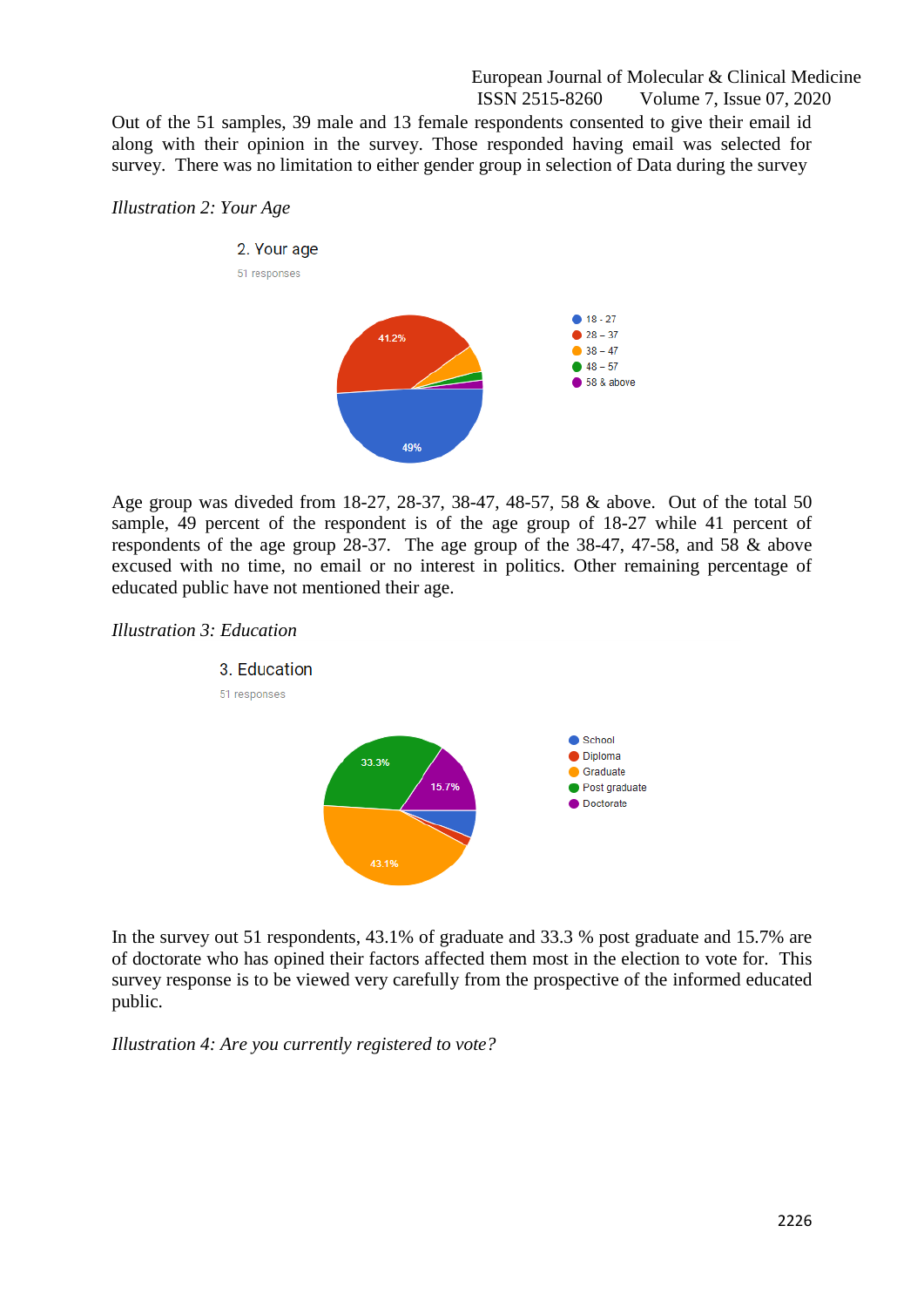Out of the 51 samples, 39 male and 13 female respondents consented to give their email id along with their opinion in the survey. Those responded having email was selected for survey. There was no limitation to either gender group in selection of Data during the survey

*Illustration 2: Your Age*

2. Your age

51 responses

41.2%

49%

18 - 27
28 – 37
38 – 47
48 – 57
58 & above

Age group was diveded from 18-27, 28-37, 38-47, 48-57, 58 & above. Out of the total 50 sample, 49 percent of the respondent is of the age group of 18-27 while 41 percent of respondents of the age group 28-37. The age group of the 38-47, 47-58, and 58 & above excused with no time, no email or no interest in politics. Other remaining percentage of educated public have not mentioned their age.

*Illustration 3: Education*

3. Education

51 responses

33.3%

15.7%

43.1%

School
Diploma
Graduate
Post graduate
Doctorate

In the survey out 51 respondents, 43.1% of graduate and 33.3 % post graduate and 15.7% are of doctorate who has opined their factors affected them most in the election to vote for. This survey response is to be viewed very carefully from the prospective of the informed educated public.

*Illustration 4: Are you currently registered to vote?*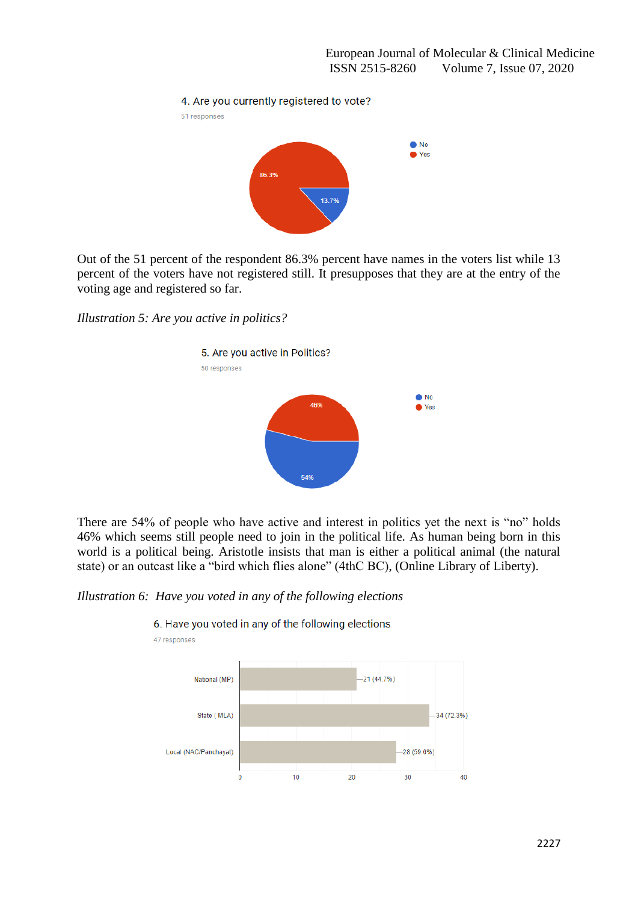4. Are you currently registered to vote?

51 responses

No

Yes

86.3%

13.7%

Out of the 51 percent of the respondent 86.3% percent have names in the voters list while 13 percent of the voters have not registered still. It presupposes that they are at the entry of the voting age and registered so far.

*Illustration 5: Are you active in politics?*

5. Are you active in Politics?

50 responses

No

Yes

46%

54%

There are 54% of people who have active and interest in politics yet the next is "no" holds 46% which seems still people need to join in the political life. As human being born in this world is a political being. Aristotle insists that man is either a political animal (the natural state) or an outcast like a "bird which flies alone" (4thC BC), (Online Library of Liberty).

*Illustration 6: Have you voted in any of the following elections*

6. Have you voted in any of the following elections

47 responses

National (MP)

State ( MLA)

Local (NAC/Panchayat)

21 (44.7%)

34 (72.3%)

28 (59.6%)

0

10

20

30

40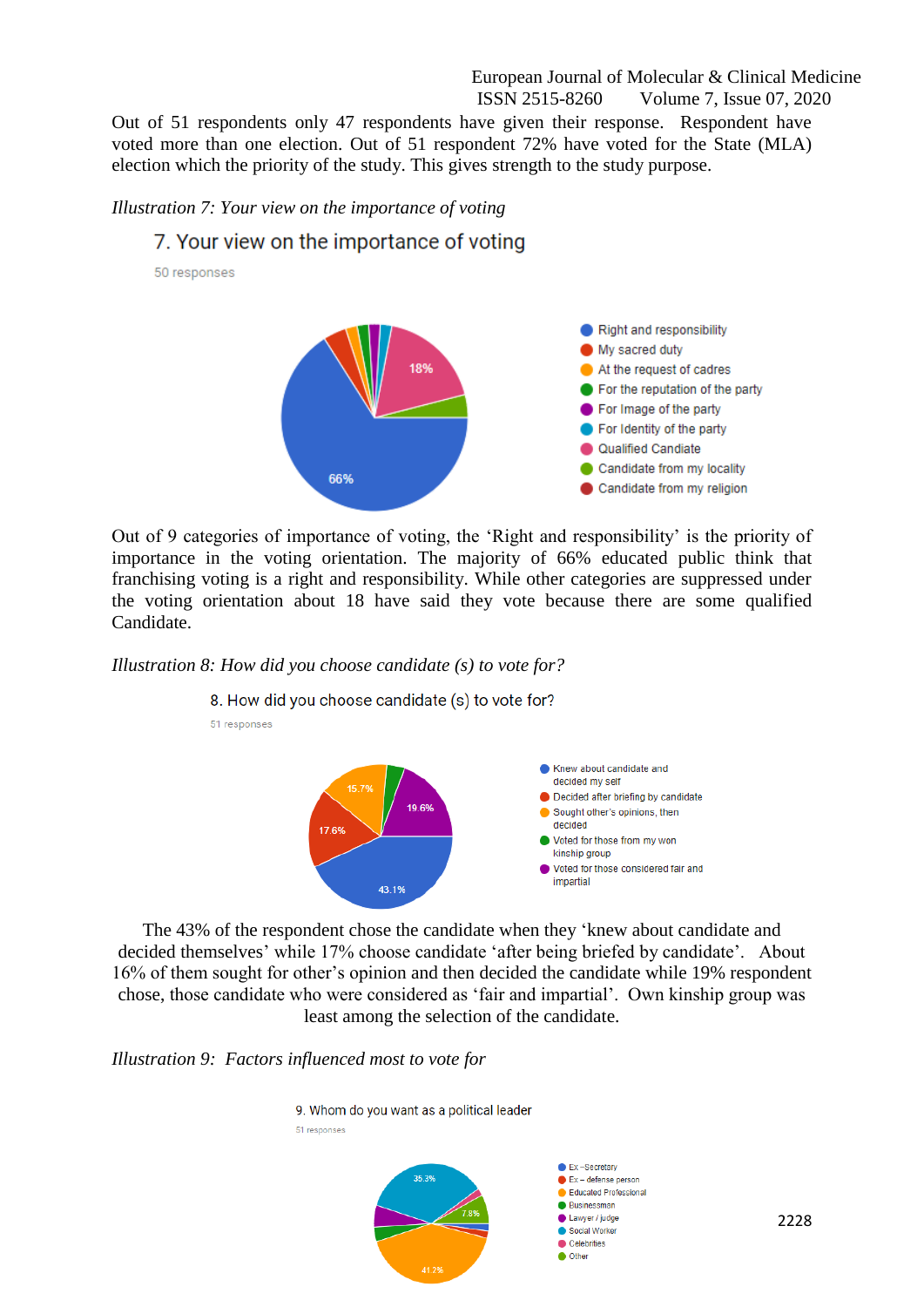Out of 51 respondents only 47 respondents have given their response. Respondent have voted more than one election. Out of 51 respondent 72% have voted for the State (MLA) election which the priority of the study. This gives strength to the study purpose.

*Illustration 7: Your view on the importance of voting*

7. Your view on the importance of voting

50 responses

18%

66%

Right and responsibility
My sacred duty
At the request of cadres
For the reputation of the party
For Image of the party
For Identity of the party
Qualified Candiate
Candidate from my locality
Candidate from my religion

Out of 9 categories of importance of voting, the 'Right and responsibility' is the priority of importance in the voting orientation. The majority of 66% educated public think that franchising voting is a right and responsibility. While other categories are suppressed under the voting orientation about 18 have said they vote because there are some qualified Candidate.

*Illustration 8: How did you choose candidate (s) to vote for?*

8. How did you choose candidate (s) to vote for?

51 responses

15.7%
19.6%
17.6%
43.1%

Knew about candidate and decided my self
Decided after briefing by candidate
Sought other's opinions, then decided
Voted for those from my won kinship group
Voted for those considered fair and impartial

The 43% of the respondent chose the candidate when they 'knew about candidate and decided themselves' while 17% choose candidate 'after being briefed by candidate'. About 16% of them sought for other's opinion and then decided the candidate while 19% respondent chose, those candidate who were considered as 'fair and impartial'. Own kinship group was least among the selection of the candidate.

*Illustration 9: Factors influenced most to vote for*

9. Whom do you want as a political leader

51 responses

35.3%
7.8%
41.2%

Ex –Secretary
Ex – defense person
Educated Professional
Businessman
Lawyer / judge
Social Worker
Celebrities
Other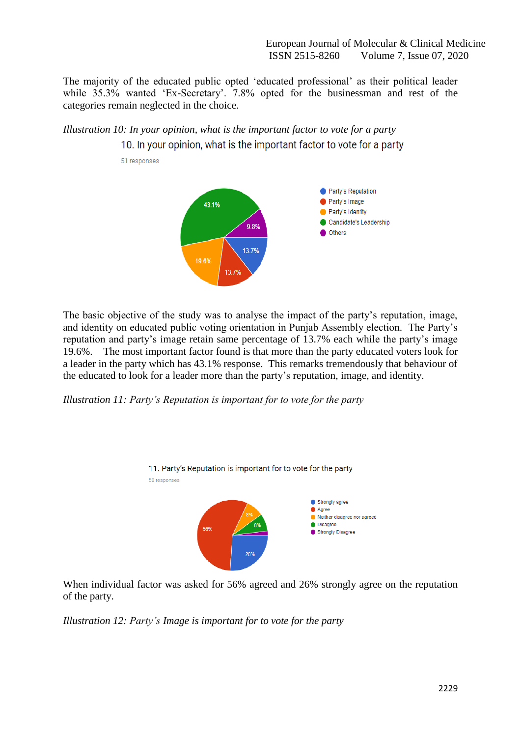The majority of the educated public opted 'educated professional' as their political leader while 35.3% wanted 'Ex-Secretary'. 7.8% opted for the businessman and rest of the categories remain neglected in the choice.

*Illustration 10: In your opinion, what is the important factor to vote for a party*

10. In your opinion, what is the important factor to vote for a party

51 responses

- Party's Reputation: 13.7%
- Party's Image: 13.7%
- Party's Identity: 19.6%
- Candidate's Leadership: 43.1%
- Others: 9.8%

The basic objective of the study was to analyse the impact of the party's reputation, image, and identity on educated public voting orientation in Punjab Assembly election. The Party's reputation and party's image retain same percentage of 13.7% each while the party's image 19.6%. The most important factor found is that more than the party educated voters look for a leader in the party which has 43.1% response. This remarks tremendously that behaviour of the educated to look for a leader more than the party's reputation, image, and identity.

*Illustration 11: Party's Reputation is important for to vote for the party*

11. Party's Reputation is important for to vote for the party

50 responses

- Strongly agree: 26%
- Agree: 56%
- Neither disagree nor agreed: 8%
- Disagree: 8%
- Strongly Disagree

When individual factor was asked for 56% agreed and 26% strongly agree on the reputation of the party.

*Illustration 12: Party's Image is important for to vote for the party*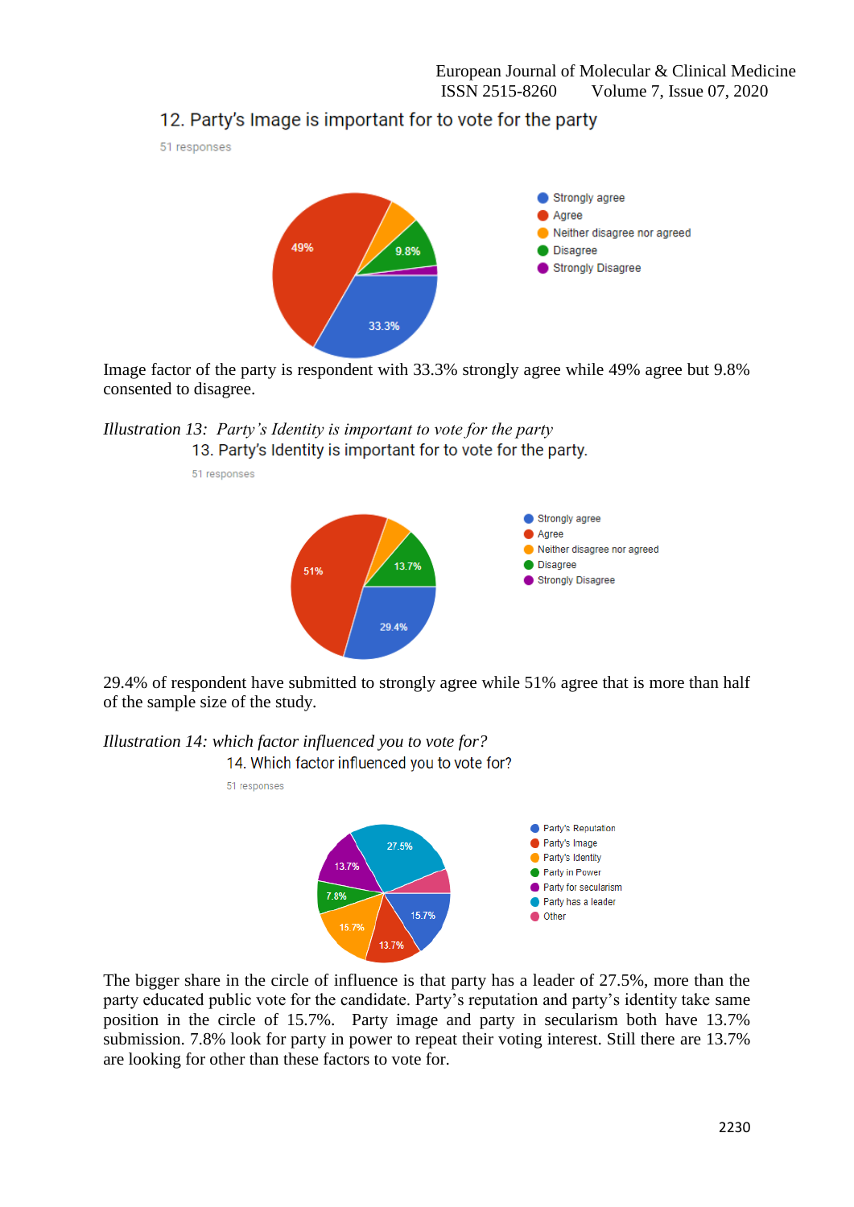12. Party's Image is important for to vote for the party

51 responses

49%
9.8%
33.3%

Strongly agree
Agree
Neither disagree nor agreed
Disagree
Strongly Disagree

Image factor of the party is respondent with 33.3% strongly agree while 49% agree but 9.8% consented to disagree.

*Illustration 13: Party's Identity is important to vote for the party*

13. Party's Identity is important for to vote for the party.

51 responses

51%
13.7%
29.4%

Strongly agree
Agree
Neither disagree nor agreed
Disagree
Strongly Disagree

29.4% of respondent have submitted to strongly agree while 51% agree that is more than half of the sample size of the study.

*Illustration 14: which factor influenced you to vote for?*

14. Which factor influenced you to vote for?

51 responses

27.5%
13.7%
7.8%
15.7%
13.7%
15.7%

Party's Reputation
Party's Image
Party's Identity
Party in Power
Party for secularism
Party has a leader
Other

The bigger share in the circle of influence is that party has a leader of 27.5%, more than the party educated public vote for the candidate. Party's reputation and party's identity take same position in the circle of 15.7%. Party image and party in secularism both have 13.7% submission. 7.8% look for party in power to repeat their voting interest. Still there are 13.7% are looking for other than these factors to vote for.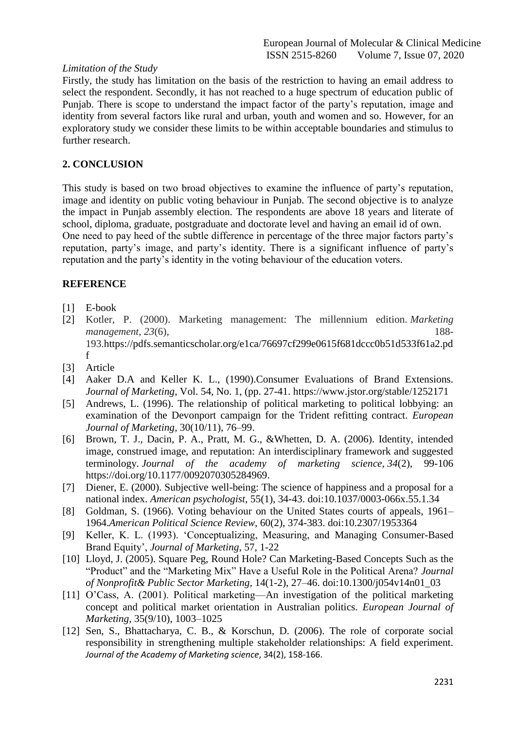*Limitation of the Study*

Firstly, the study has limitation on the basis of the restriction to having an email address to select the respondent. Secondly, it has not reached to a huge spectrum of education public of Punjab. There is scope to understand the impact factor of the party's reputation, image and identity from several factors like rural and urban, youth and women and so. However, for an exploratory study we consider these limits to be within acceptable boundaries and stimulus to further research.

## 2. CONCLUSION

This study is based on two broad objectives to examine the influence of party's reputation, image and identity on public voting behaviour in Punjab. The second objective is to analyze the impact in Punjab assembly election. The respondents are above 18 years and literate of school, diploma, graduate, postgraduate and doctorate level and having an email id of own. One need to pay heed of the subtle difference in percentage of the three major factors party's reputation, party's image, and party's identity. There is a significant influence of party's reputation and the party's identity in the voting behaviour of the education voters.

## REFERENCE

[1] E-book

[2] Kotler, P. (2000). Marketing management: The millennium edition. *Marketing management*, *23*(6), 188-193.https://pdfs.semanticscholar.org/e1ca/76697cf299e0615f681dccc0b51d533f61a2.pdf

[3] Article

[4] Aaker D.A and Keller K. L., (1990).Consumer Evaluations of Brand Extensions. *Journal of Marketing*, Vol. 54, No. 1, (pp. 27-41. https://www.jstor.org/stable/1252171

[5] Andrews, L. (1996). The relationship of political marketing to political lobbying: an examination of the Devonport campaign for the Trident refitting contract. *European Journal of Marketing*, 30(10/11), 76–99.

[6] Brown, T. J., Dacin, P. A., Pratt, M. G., &Whetten, D. A. (2006). Identity, intended image, construed image, and reputation: An interdisciplinary framework and suggested terminology. *Journal of the academy of marketing science*, *34*(2), 99-106 https://doi.org/10.1177/0092070305284969.

[7] Diener, E. (2000). Subjective well-being: The science of happiness and a proposal for a national index. *American psychologist*, 55(1), 34-43. doi:10.1037/0003-066x.55.1.34

[8] Goldman, S. (1966). Voting behaviour on the United States courts of appeals, 1961–1964.*American Political Science Review*, 60(2), 374-383. doi:10.2307/1953364

[9] Keller, K. L. (1993). 'Conceptualizing, Measuring, and Managing Consumer-Based Brand Equity', *Journal of Marketing*, 57, 1-22

[10] Lloyd, J. (2005). Square Peg, Round Hole? Can Marketing-Based Concepts Such as the "Product" and the "Marketing Mix" Have a Useful Role in the Political Arena? *Journal of Nonprofit& Public Sector Marketing*, 14(1-2), 27–46. doi:10.1300/j054v14n01_03

[11] O'Cass, A. (2001). Political marketing—An investigation of the political marketing concept and political market orientation in Australian politics. *European Journal of Marketing*, 35(9/10), 1003–1025

[12] Sen, S., Bhattacharya, C. B., & Korschun, D. (2006). The role of corporate social responsibility in strengthening multiple stakeholder relationships: A field experiment. *Journal of the Academy of Marketing science*, 34(2), 158-166.